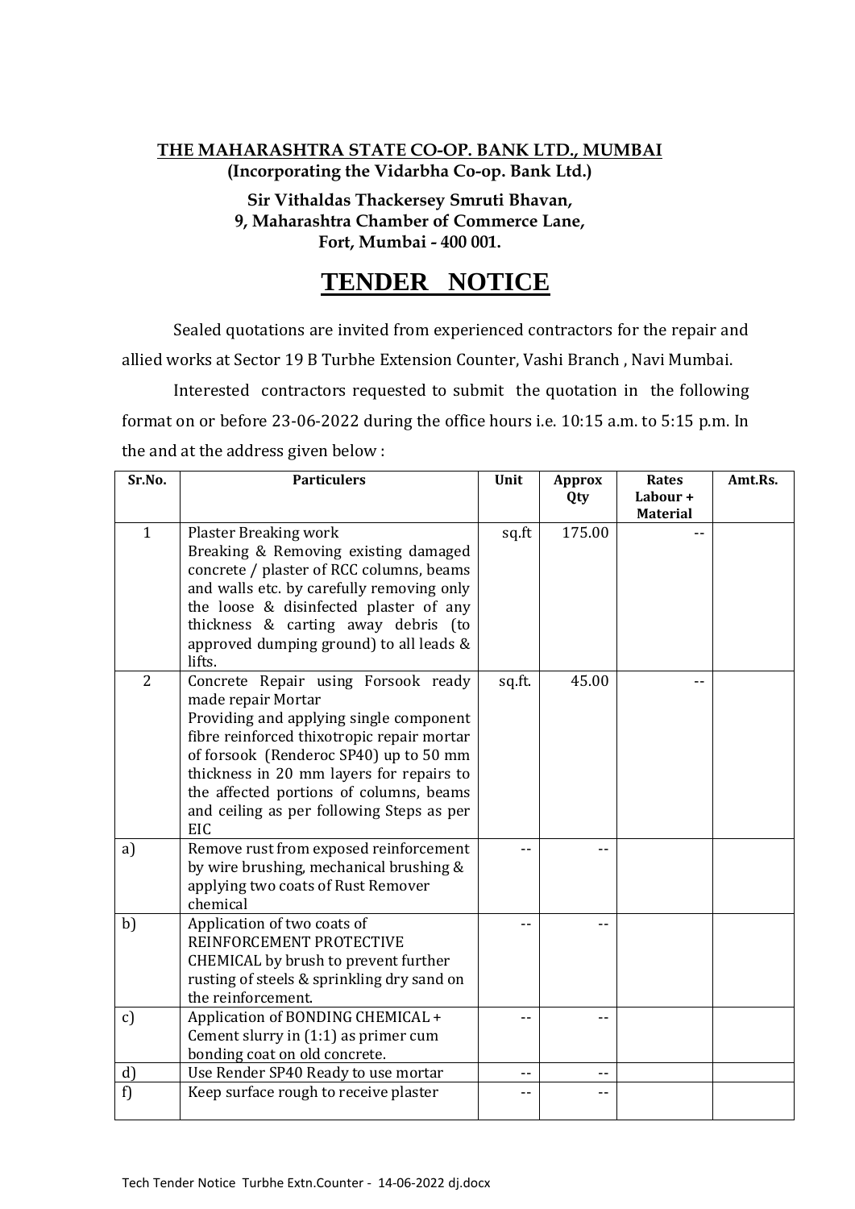**THE MAHARASHTRA STATE CO-OP. BANK LTD., MUMBAI**
**(Incorporating the Vidarbha Co-op. Bank Ltd.)**

**Sir Vithaldas Thackersey Smruti Bhavan,**
**9, Maharashtra Chamber of Commerce Lane,**
**Fort, Mumbai - 400 001.**

# TENDER NOTICE

Sealed quotations are invited from experienced contractors for the repair and allied works at Sector 19 B Turbhe Extension Counter, Vashi Branch , Navi Mumbai.

Interested contractors requested to submit the quotation in the following format on or before 23-06-2022 during the office hours i.e. 10:15 a.m. to 5:15 p.m. In the and at the address given below :

| Sr.No. | Particulers | Unit | Approx Qty | Rates Labour + Material | Amt.Rs. |
|---|---|---|---|---|---|
| 1 | Plaster Breaking work<br>Breaking & Removing existing damaged concrete / plaster of RCC columns, beams and walls etc. by carefully removing only the loose & disinfected plaster of any thickness & carting away debris (to approved dumping ground) to all leads & lifts. | sq.ft | 175.00 | -- | |
| 2 | Concrete Repair using Forsook ready made repair Mortar<br>Providing and applying single component fibre reinforced thixotropic repair mortar of forsook (Renderoc SP40) up to 50 mm thickness in 20 mm layers for repairs to the affected portions of columns, beams and ceiling as per following Steps as per EIC | sq.ft. | 45.00 | -- | |
| a) | Remove rust from exposed reinforcement by wire brushing, mechanical brushing & applying two coats of Rust Remover chemical | -- | -- | | |
| b) | Application of two coats of REINFORCEMENT PROTECTIVE CHEMICAL by brush to prevent further rusting of steels & sprinkling dry sand on the reinforcement. | -- | -- | | |
| c) | Application of BONDING CHEMICAL + Cement slurry in (1:1) as primer cum bonding coat on old concrete. | -- | -- | | |
| d) | Use Render SP40 Ready to use mortar | -- | -- | | |
| f) | Keep surface rough to receive plaster | -- | -- | | |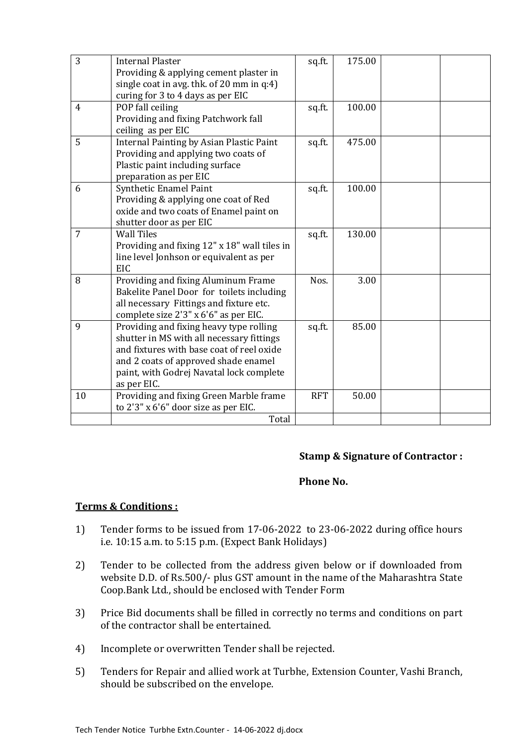| 3 | Internal Plaster<br>Providing & applying cement plaster in single coat in avg. thk. of 20 mm in q:4) curing for 3 to 4 days as per EIC | sq.ft. | 175.00 | | |
|---|---|---|---|---|---|
| 4 | POP fall ceiling<br>Providing and fixing Patchwork fall ceiling as per EIC | sq.ft. | 100.00 | | |
| 5 | Internal Painting by Asian Plastic Paint<br>Providing and applying two coats of Plastic paint including surface preparation as per EIC | sq.ft. | 475.00 | | |
| 6 | Synthetic Enamel Paint<br>Providing & applying one coat of Red oxide and two coats of Enamel paint on shutter door as per EIC | sq.ft. | 100.00 | | |
| 7 | Wall Tiles<br>Providing and fixing 12" x 18" wall tiles in line level Jonhson or equivalent as per EIC | sq.ft. | 130.00 | | |
| 8 | Providing and fixing Aluminum Frame Bakelite Panel Door for toilets including all necessary Fittings and fixture etc. complete size 2'3" x 6'6" as per EIC. | Nos. | 3.00 | | |
| 9 | Providing and fixing heavy type rolling shutter in MS with all necessary fittings and fixtures with base coat of reel oxide and 2 coats of approved shade enamel paint, with Godrej Navatal lock complete as per EIC. | sq.ft. | 85.00 | | |
| 10 | Providing and fixing Green Marble frame to 2'3" x 6'6" door size as per EIC. | RFT | 50.00 | | |
| | Total | | | | |

**Stamp & Signature of Contractor :**

**Phone No.**

**Terms & Conditions :**

1) Tender forms to be issued from 17-06-2022 to 23-06-2022 during office hours i.e. 10:15 a.m. to 5:15 p.m. (Expect Bank Holidays)

2) Tender to be collected from the address given below or if downloaded from website D.D. of Rs.500/- plus GST amount in the name of the Maharashtra State Coop.Bank Ltd., should be enclosed with Tender Form

3) Price Bid documents shall be filled in correctly no terms and conditions on part of the contractor shall be entertained.

4) Incomplete or overwritten Tender shall be rejected.

5) Tenders for Repair and allied work at Turbhe, Extension Counter, Vashi Branch, should be subscribed on the envelope.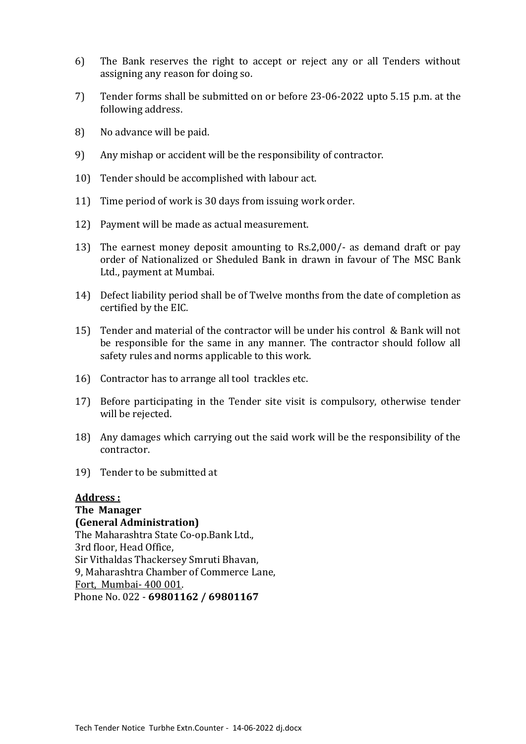6) The Bank reserves the right to accept or reject any or all Tenders without assigning any reason for doing so.

7) Tender forms shall be submitted on or before 23-06-2022 upto 5.15 p.m. at the following address.

8) No advance will be paid.

9) Any mishap or accident will be the responsibility of contractor.

10) Tender should be accomplished with labour act.

11) Time period of work is 30 days from issuing work order.

12) Payment will be made as actual measurement.

13) The earnest money deposit amounting to Rs.2,000/- as demand draft or pay order of Nationalized or Sheduled Bank in drawn in favour of The MSC Bank Ltd., payment at Mumbai.

14) Defect liability period shall be of Twelve months from the date of completion as certified by the EIC.

15) Tender and material of the contractor will be under his control & Bank will not be responsible for the same in any manner. The contractor should follow all safety rules and norms applicable to this work.

16) Contractor has to arrange all tool trackles etc.

17) Before participating in the Tender site visit is compulsory, otherwise tender will be rejected.

18) Any damages which carrying out the said work will be the responsibility of the contractor.

19) Tender to be submitted at

**Address :**
**The Manager**
**(General Administration)**
The Maharashtra State Co-op.Bank Ltd.,
3rd floor, Head Office,
Sir Vithaldas Thackersey Smruti Bhavan,
9, Maharashtra Chamber of Commerce Lane,
Fort, Mumbai- 400 001.
Phone No. 022 - **69801162 / 69801167**